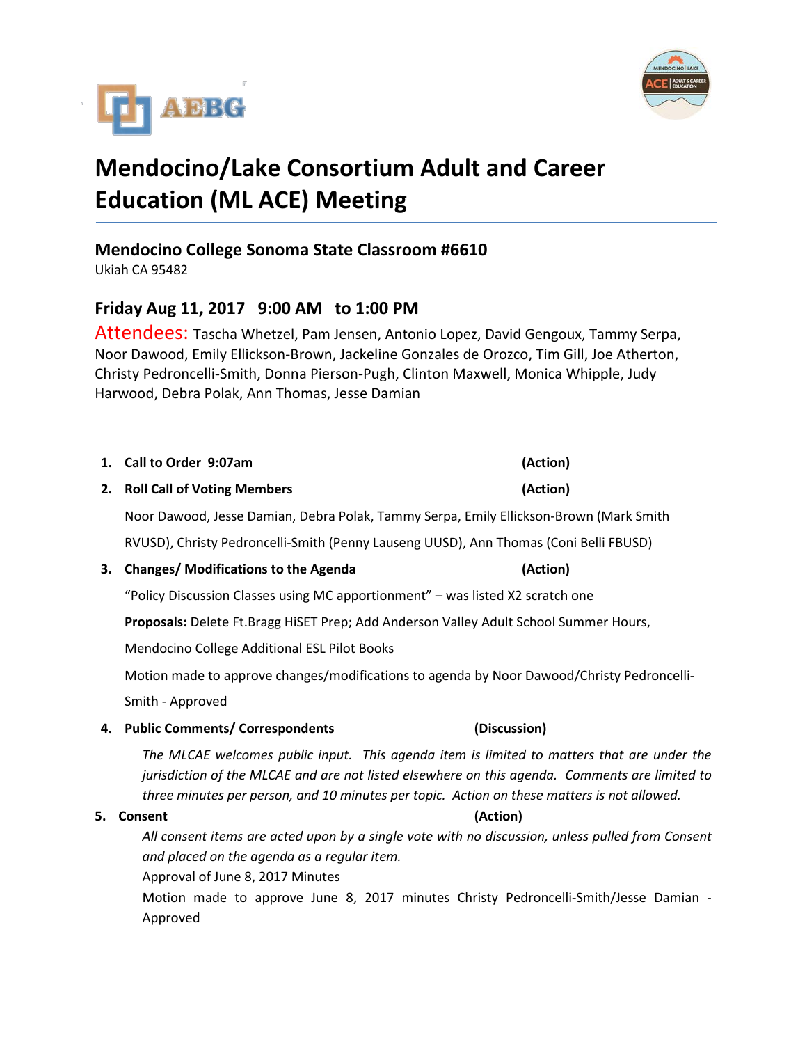# Mendocino/Lake Consortium Adult and Career Education (ML ACE) Meeting

## Mendocino College Sonoma State Classroom #6610

Ukiah CA 95482

## Friday Aug 11, 2017 9:00 AM to 1:00 PM

Attendees: Tascha Whetzel, Pam Jensen, Antonio Lopez, David Gengoux, Tammy Serpa, Noor Dawood, Emily Ellickson-Brown, Jackeline Gonzales de Orozco, Tim Gill, Joe Atherton, Christy Pedroncelli-Smith, Donna Pierson-Pugh, Clinton Maxwell, Monica Whipple, Judy Harwood, Debra Polak, Ann Thomas, Jesse Damian

1. **Call to Order 9:07am** **(Action)**
2. **Roll Call of Voting Members** **(Action)**

   Noor Dawood, Jesse Damian, Debra Polak, Tammy Serpa, Emily Ellickson-Brown (Mark Smith RVUSD), Christy Pedroncelli-Smith (Penny Lauseng UUSD), Ann Thomas (Coni Belli FBUSD)

3. **Changes/ Modifications to the Agenda** **(Action)**

   "Policy Discussion Classes using MC apportionment" – was listed X2 scratch one

   **Proposals:** Delete Ft.Bragg HiSET Prep; Add Anderson Valley Adult School Summer Hours, Mendocino College Additional ESL Pilot Books

   Motion made to approve changes/modifications to agenda by Noor Dawood/Christy Pedroncelli-Smith - Approved

4. **Public Comments/ Correspondents** **(Discussion)**

   *The MLCAE welcomes public input. This agenda item is limited to matters that are under the jurisdiction of the MLCAE and are not listed elsewhere on this agenda. Comments are limited to three minutes per person, and 10 minutes per topic. Action on these matters is not allowed.*

5. **Consent** **(Action)**

   *All consent items are acted upon by a single vote with no discussion, unless pulled from Consent and placed on the agenda as a regular item.*

   Approval of June 8, 2017 Minutes

   Motion made to approve June 8, 2017 minutes Christy Pedroncelli-Smith/Jesse Damian - Approved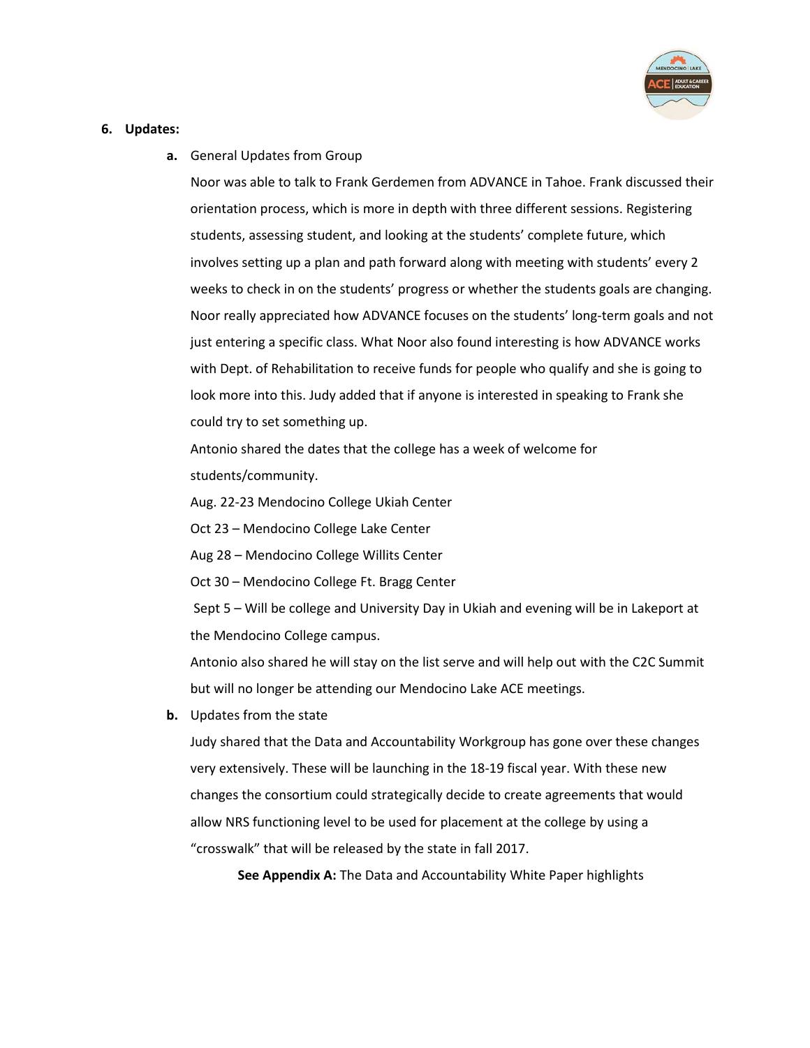6. **Updates:**

   a. General Updates from Group

   Noor was able to talk to Frank Gerdemen from ADVANCE in Tahoe. Frank discussed their orientation process, which is more in depth with three different sessions. Registering students, assessing student, and looking at the students' complete future, which involves setting up a plan and path forward along with meeting with students' every 2 weeks to check in on the students' progress or whether the students goals are changing. Noor really appreciated how ADVANCE focuses on the students' long-term goals and not just entering a specific class. What Noor also found interesting is how ADVANCE works with Dept. of Rehabilitation to receive funds for people who qualify and she is going to look more into this. Judy added that if anyone is interested in speaking to Frank she could try to set something up.

   Antonio shared the dates that the college has a week of welcome for students/community.

   Aug. 22-23 Mendocino College Ukiah Center

   Oct 23 – Mendocino College Lake Center

   Aug 28 – Mendocino College Willits Center

   Oct 30 – Mendocino College Ft. Bragg Center

   Sept 5 – Will be college and University Day in Ukiah and evening will be in Lakeport at the Mendocino College campus.

   Antonio also shared he will stay on the list serve and will help out with the C2C Summit but will no longer be attending our Mendocino Lake ACE meetings.

   b. Updates from the state

   Judy shared that the Data and Accountability Workgroup has gone over these changes very extensively. These will be launching in the 18-19 fiscal year. With these new changes the consortium could strategically decide to create agreements that would allow NRS functioning level to be used for placement at the college by using a "crosswalk" that will be released by the state in fall 2017.

   **See Appendix A:** The Data and Accountability White Paper highlights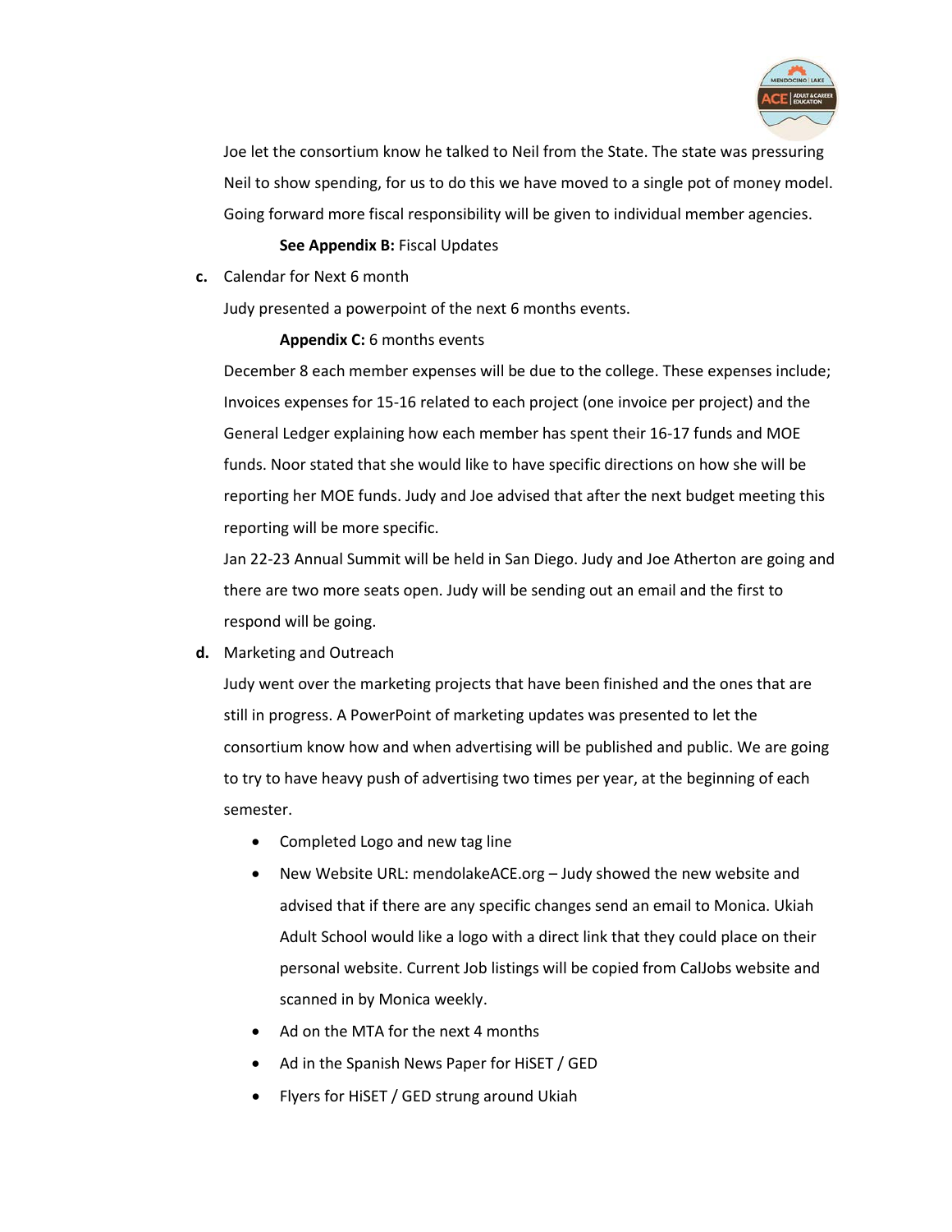Joe let the consortium know he talked to Neil from the State. The state was pressuring Neil to show spending, for us to do this we have moved to a single pot of money model. Going forward more fiscal responsibility will be given to individual member agencies.

**See Appendix B:** Fiscal Updates

**c.** Calendar for Next 6 month

Judy presented a powerpoint of the next 6 months events.

**Appendix C:** 6 months events

December 8 each member expenses will be due to the college. These expenses include; Invoices expenses for 15-16 related to each project (one invoice per project) and the General Ledger explaining how each member has spent their 16-17 funds and MOE funds. Noor stated that she would like to have specific directions on how she will be reporting her MOE funds. Judy and Joe advised that after the next budget meeting this reporting will be more specific.

Jan 22-23 Annual Summit will be held in San Diego. Judy and Joe Atherton are going and there are two more seats open. Judy will be sending out an email and the first to respond will be going.

**d.** Marketing and Outreach

Judy went over the marketing projects that have been finished and the ones that are still in progress. A PowerPoint of marketing updates was presented to let the consortium know how and when advertising will be published and public. We are going to try to have heavy push of advertising two times per year, at the beginning of each semester.

- Completed Logo and new tag line
- New Website URL: mendolakeACE.org – Judy showed the new website and advised that if there are any specific changes send an email to Monica. Ukiah Adult School would like a logo with a direct link that they could place on their personal website. Current Job listings will be copied from CalJobs website and scanned in by Monica weekly.
- Ad on the MTA for the next 4 months
- Ad in the Spanish News Paper for HiSET / GED
- Flyers for HiSET / GED strung around Ukiah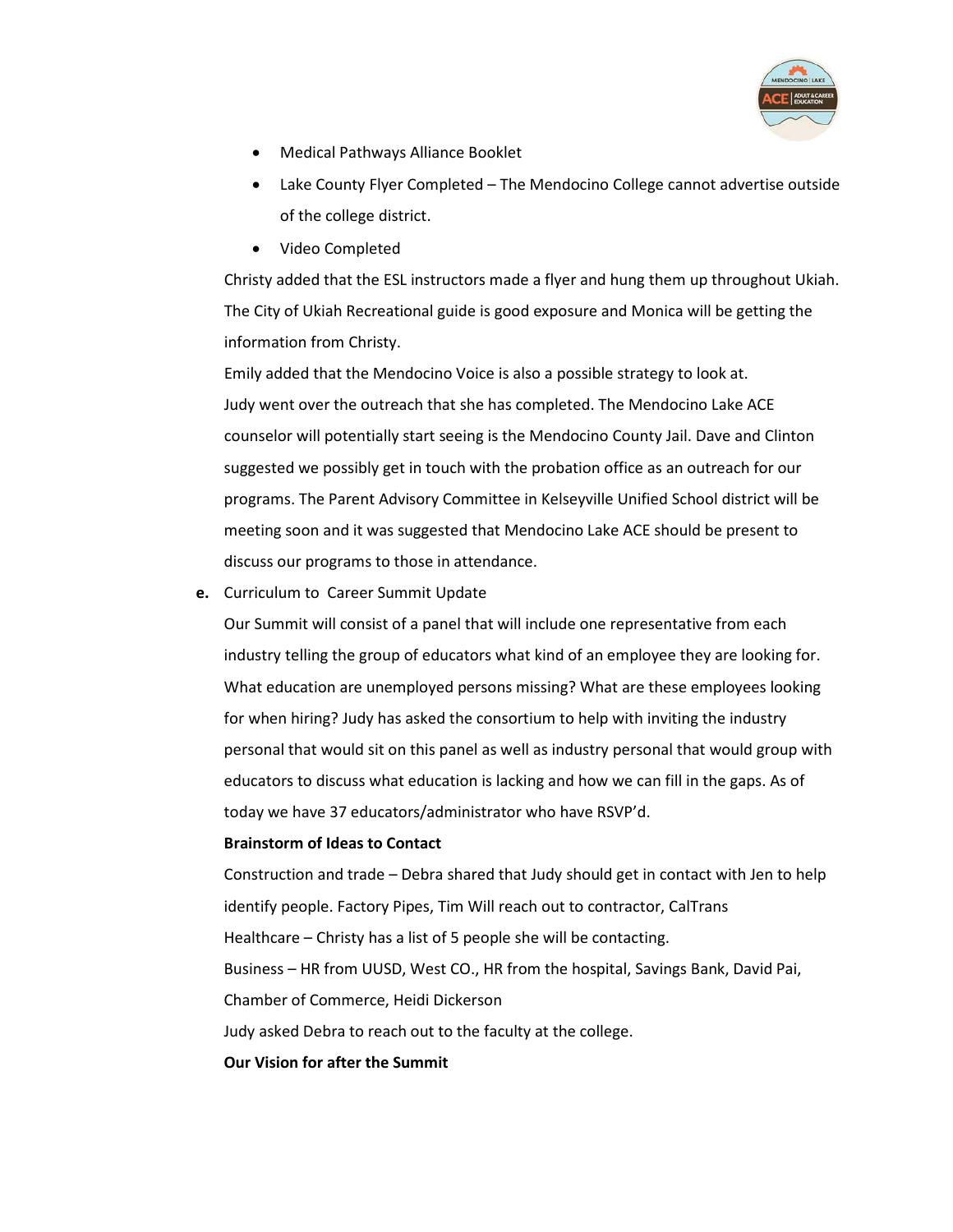- Medical Pathways Alliance Booklet
- Lake County Flyer Completed – The Mendocino College cannot advertise outside of the college district.
- Video Completed

Christy added that the ESL instructors made a flyer and hung them up throughout Ukiah. The City of Ukiah Recreational guide is good exposure and Monica will be getting the information from Christy.

Emily added that the Mendocino Voice is also a possible strategy to look at.

Judy went over the outreach that she has completed. The Mendocino Lake ACE counselor will potentially start seeing is the Mendocino County Jail. Dave and Clinton suggested we possibly get in touch with the probation office as an outreach for our programs. The Parent Advisory Committee in Kelseyville Unified School district will be meeting soon and it was suggested that Mendocino Lake ACE should be present to discuss our programs to those in attendance.

**e.** Curriculum to Career Summit Update

Our Summit will consist of a panel that will include one representative from each industry telling the group of educators what kind of an employee they are looking for. What education are unemployed persons missing? What are these employees looking for when hiring? Judy has asked the consortium to help with inviting the industry personal that would sit on this panel as well as industry personal that would group with educators to discuss what education is lacking and how we can fill in the gaps. As of today we have 37 educators/administrator who have RSVP'd.

**Brainstorm of Ideas to Contact**

Construction and trade – Debra shared that Judy should get in contact with Jen to help identify people. Factory Pipes, Tim Will reach out to contractor, CalTrans

Healthcare – Christy has a list of 5 people she will be contacting.

Business – HR from UUSD, West CO., HR from the hospital, Savings Bank, David Pai, Chamber of Commerce, Heidi Dickerson

Judy asked Debra to reach out to the faculty at the college.

**Our Vision for after the Summit**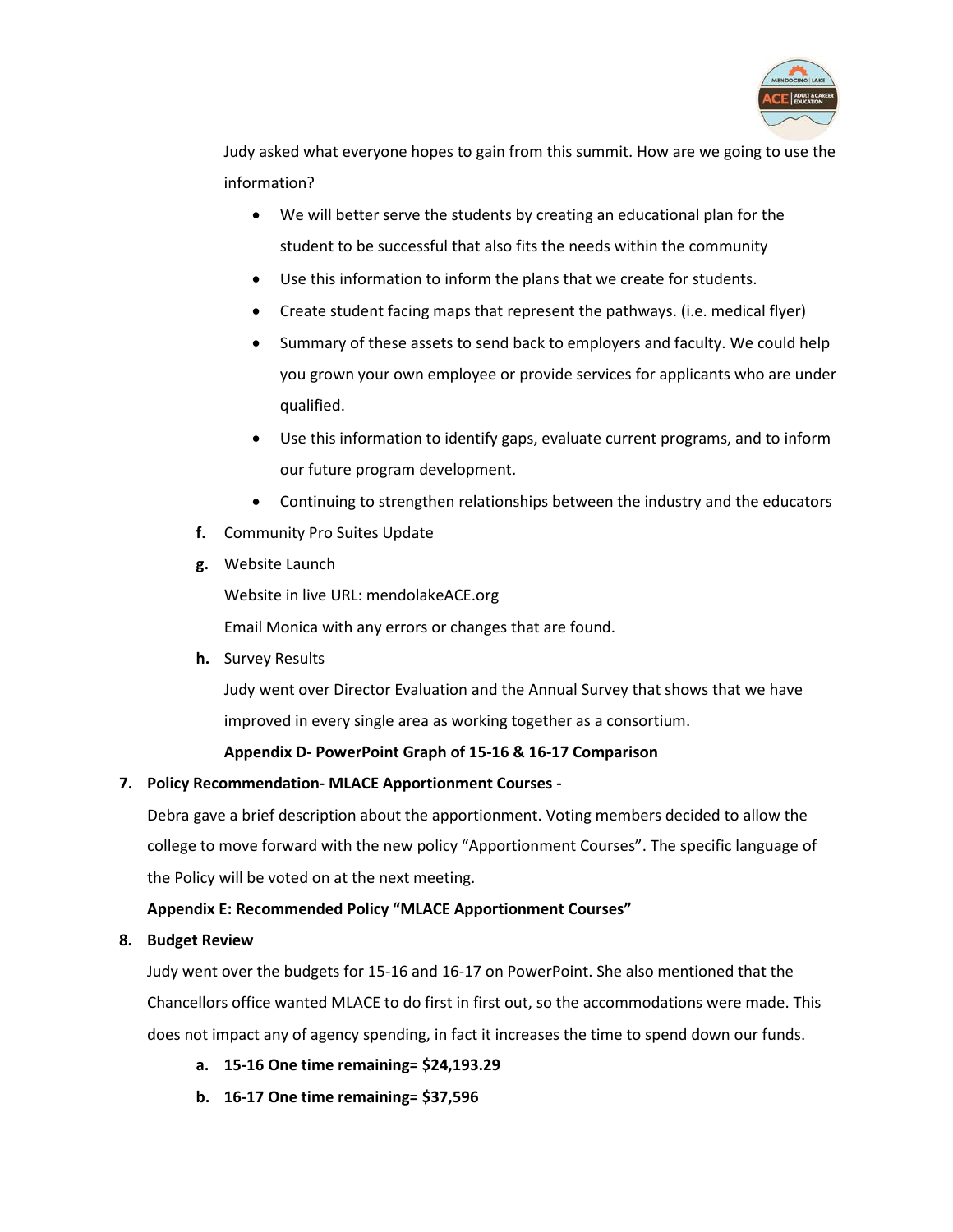Judy asked what everyone hopes to gain from this summit. How are we going to use the information?

- We will better serve the students by creating an educational plan for the student to be successful that also fits the needs within the community
- Use this information to inform the plans that we create for students.
- Create student facing maps that represent the pathways. (i.e. medical flyer)
- Summary of these assets to send back to employers and faculty. We could help you grown your own employee or provide services for applicants who are under qualified.
- Use this information to identify gaps, evaluate current programs, and to inform our future program development.
- Continuing to strengthen relationships between the industry and the educators

**f.** Community Pro Suites Update

**g.** Website Launch

Website in live URL: mendolakeACE.org

Email Monica with any errors or changes that are found.

**h.** Survey Results

Judy went over Director Evaluation and the Annual Survey that shows that we have improved in every single area as working together as a consortium.

**Appendix D- PowerPoint Graph of 15-16 & 16-17 Comparison**

**7. Policy Recommendation- MLACE Apportionment Courses -**

Debra gave a brief description about the apportionment. Voting members decided to allow the college to move forward with the new policy "Apportionment Courses". The specific language of the Policy will be voted on at the next meeting.

**Appendix E: Recommended Policy "MLACE Apportionment Courses"**

**8. Budget Review**

Judy went over the budgets for 15-16 and 16-17 on PowerPoint. She also mentioned that the Chancellors office wanted MLACE to do first in first out, so the accommodations were made. This does not impact any of agency spending, in fact it increases the time to spend down our funds.

**a. 15-16 One time remaining= $24,193.29**

**b. 16-17 One time remaining= $37,596**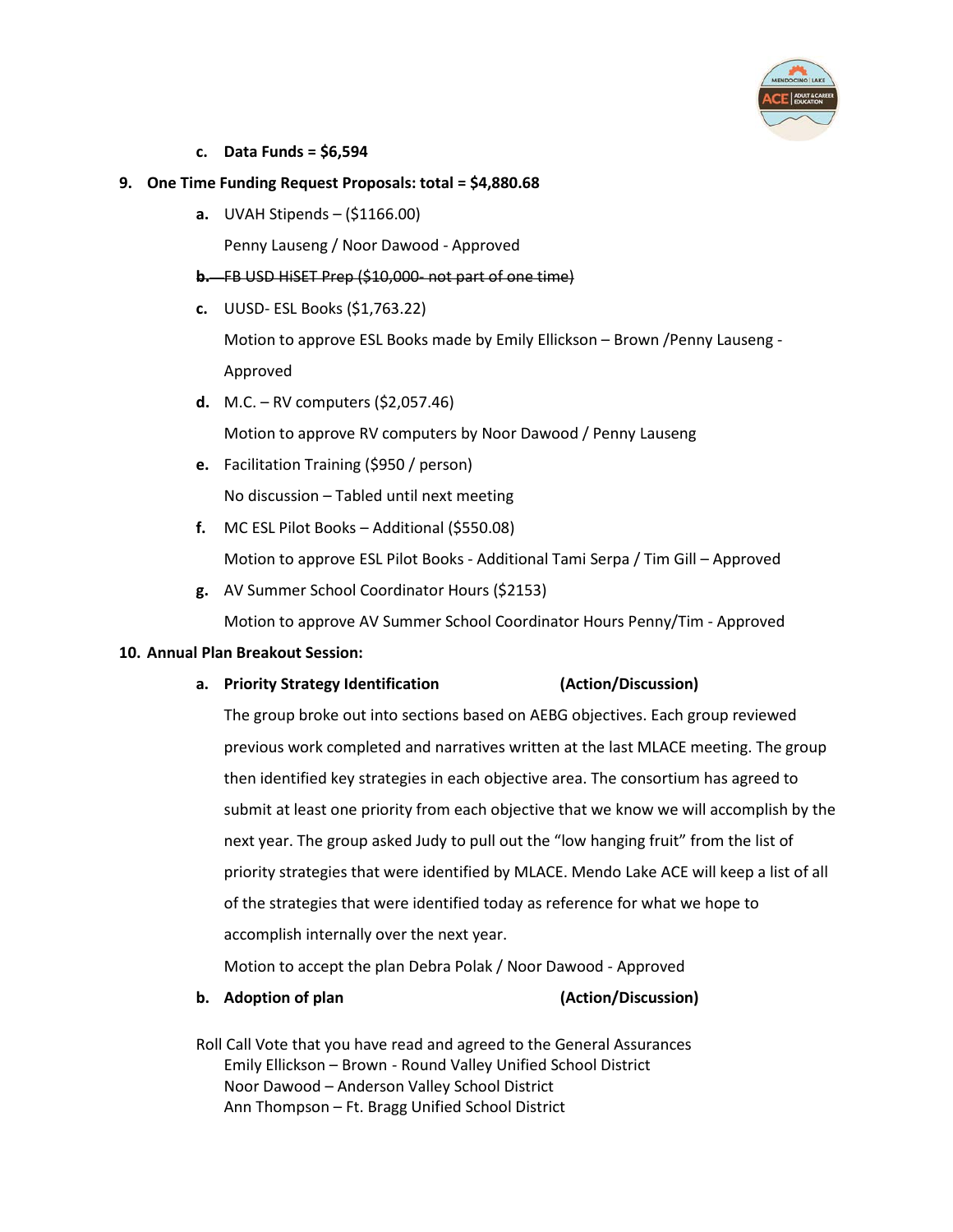c. **Data Funds = $6,594**

**9. One Time Funding Request Proposals: total = $4,880.68**

a. UVAH Stipends – ($1166.00)

   Penny Lauseng / Noor Dawood - Approved

~~b. FB USD HiSET Prep ($10,000- not part of one time)~~

c. UUSD- ESL Books ($1,763.22)

   Motion to approve ESL Books made by Emily Ellickson – Brown /Penny Lauseng - Approved

d. M.C. – RV computers ($2,057.46)

   Motion to approve RV computers by Noor Dawood / Penny Lauseng

e. Facilitation Training ($950 / person)

   No discussion – Tabled until next meeting

f. MC ESL Pilot Books – Additional ($550.08)

   Motion to approve ESL Pilot Books - Additional Tami Serpa / Tim Gill – Approved

g. AV Summer School Coordinator Hours ($2153)

   Motion to approve AV Summer School Coordinator Hours Penny/Tim - Approved

**10. Annual Plan Breakout Session:**

a. **Priority Strategy Identification (Action/Discussion)**

   The group broke out into sections based on AEBG objectives. Each group reviewed previous work completed and narratives written at the last MLACE meeting. The group then identified key strategies in each objective area. The consortium has agreed to submit at least one priority from each objective that we know we will accomplish by the next year. The group asked Judy to pull out the "low hanging fruit" from the list of priority strategies that were identified by MLACE. Mendo Lake ACE will keep a list of all of the strategies that were identified today as reference for what we hope to accomplish internally over the next year.

   Motion to accept the plan Debra Polak / Noor Dawood - Approved

b. **Adoption of plan (Action/Discussion)**

Roll Call Vote that you have read and agreed to the General Assurances

- Emily Ellickson – Brown - Round Valley Unified School District
- Noor Dawood – Anderson Valley School District
- Ann Thompson – Ft. Bragg Unified School District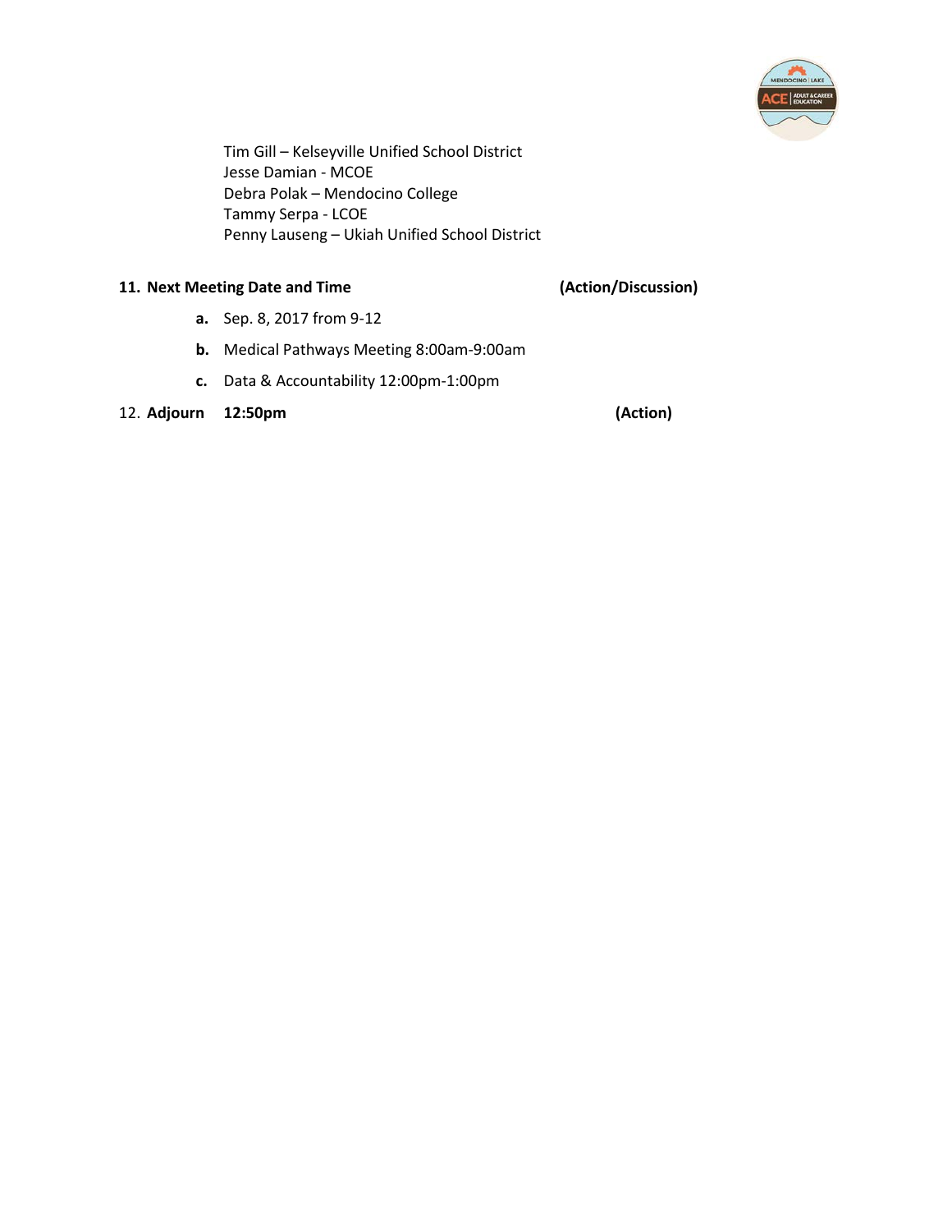Tim Gill – Kelseyville Unified School District
Jesse Damian - MCOE
Debra Polak – Mendocino College
Tammy Serpa - LCOE
Penny Lauseng – Ukiah Unified School District

**11. Next Meeting Date and Time** **(Action/Discussion)**

- **a.** Sep. 8, 2017 from 9-12
- **b.** Medical Pathways Meeting 8:00am-9:00am
- **c.** Data & Accountability 12:00pm-1:00pm

12. **Adjourn 12:50pm** **(Action)**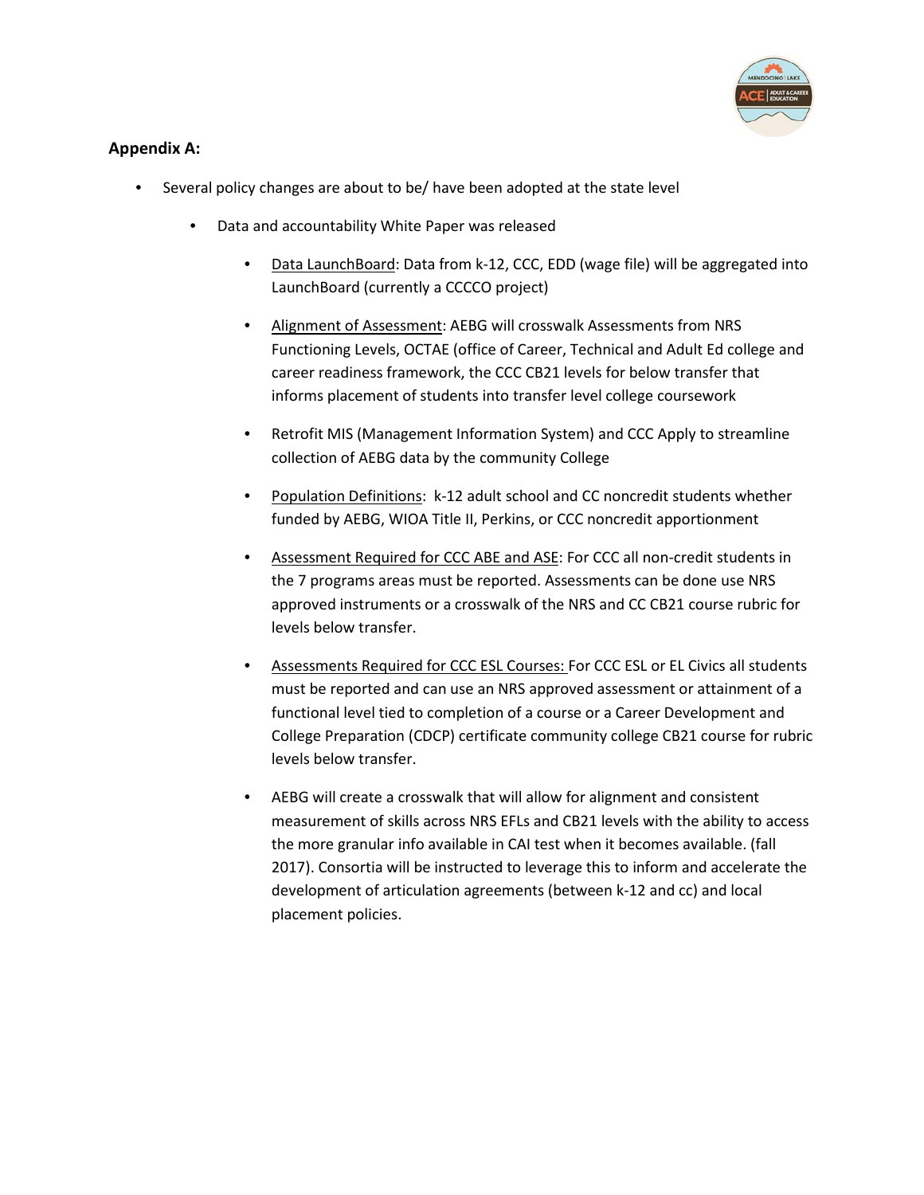**Appendix A:**

- Several policy changes are about to be/ have been adopted at the state level
  - Data and accountability White Paper was released
    - Data LaunchBoard: Data from k-12, CCC, EDD (wage file) will be aggregated into LaunchBoard (currently a CCCCO project)
    - Alignment of Assessment: AEBG will crosswalk Assessments from NRS Functioning Levels, OCTAE (office of Career, Technical and Adult Ed college and career readiness framework, the CCC CB21 levels for below transfer that informs placement of students into transfer level college coursework
    - Retrofit MIS (Management Information System) and CCC Apply to streamline collection of AEBG data by the community College
    - Population Definitions: k-12 adult school and CC noncredit students whether funded by AEBG, WIOA Title II, Perkins, or CCC noncredit apportionment
    - Assessment Required for CCC ABE and ASE: For CCC all non-credit students in the 7 programs areas must be reported. Assessments can be done use NRS approved instruments or a crosswalk of the NRS and CC CB21 course rubric for levels below transfer.
    - Assessments Required for CCC ESL Courses: For CCC ESL or EL Civics all students must be reported and can use an NRS approved assessment or attainment of a functional level tied to completion of a course or a Career Development and College Preparation (CDCP) certificate community college CB21 course for rubric levels below transfer.
    - AEBG will create a crosswalk that will allow for alignment and consistent measurement of skills across NRS EFLs and CB21 levels with the ability to access the more granular info available in CAI test when it becomes available. (fall 2017). Consortia will be instructed to leverage this to inform and accelerate the development of articulation agreements (between k-12 and cc) and local placement policies.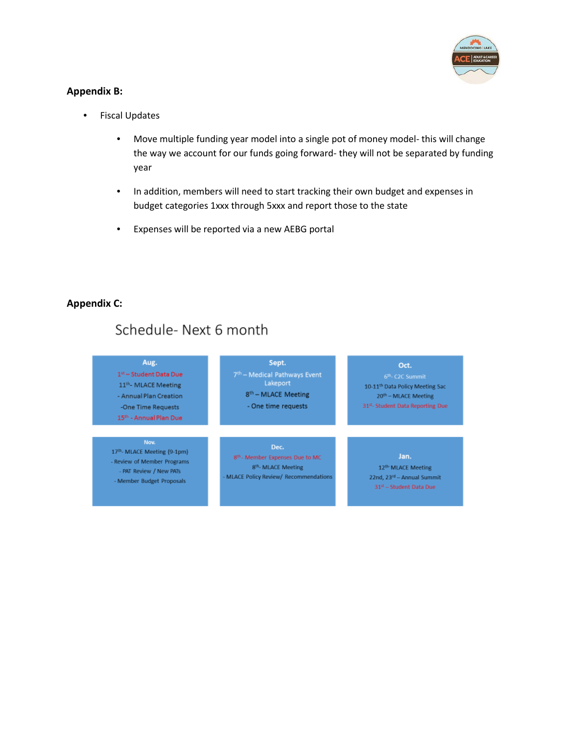**Appendix B:**

- Fiscal Updates
  - Move multiple funding year model into a single pot of money model- this will change the way we account for our funds going forward- they will not be separated by funding year
  - In addition, members will need to start tracking their own budget and expenses in budget categories 1xxx through 5xxx and report those to the state
  - Expenses will be reported via a new AEBG portal

**Appendix C:**

## Schedule- Next 6 month

**Aug.**
- 1st – Student Data Due
- 11th- MLACE Meeting
  - Annual Plan Creation
  - One Time Requests
- 15th - Annual Plan Due

**Sept.**
- 7th – Medical Pathways Event Lakeport
- 8th – MLACE Meeting
  - One time requests

**Oct.**
- 6th- C2C Summit
- 10-11th Data Policy Meeting Sac
- 20th – MLACE Meeting
- 31st- Student Data Reporting Due

**Nov.**
- 17th- MLACE Meeting (9-1pm)
  - Review of Member Programs
  - PAT Review / New PATs
  - Member Budget Proposals

**Dec.**
- 8th- Member Expenses Due to MC
- 8th- MLACE Meeting
  - MLACE Policy Review/ Recommendations

**Jan.**
- 12th- MLACE Meeting
- 22nd, 23rd – Annual Summit
- 31st – Student Data Due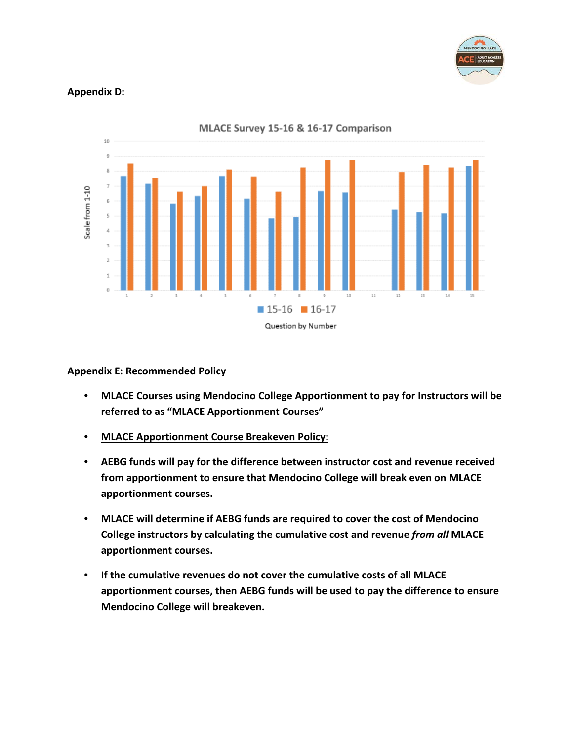**Appendix D:**

MLACE Survey 15-16 & 16-17 Comparison

Scale from 1-10

0
1
2
3
4
5
6
7
8
9
10

1 2 3 4 5 6 7 8 9 10 11 12 13 14 15

15-16 16-17

Question by Number

**Appendix E: Recommended Policy**

- **MLACE Courses using Mendocino College Apportionment to pay for Instructors will be referred to as "MLACE Apportionment Courses"**
- **<u>MLACE Apportionment Course Breakeven Policy:</u>**
- **AEBG funds will pay for the difference between instructor cost and revenue received from apportionment to ensure that Mendocino College will break even on MLACE apportionment courses.**
- **MLACE will determine if AEBG funds are required to cover the cost of Mendocino College instructors by calculating the cumulative cost and revenue *from all* MLACE apportionment courses.**
- **If the cumulative revenues do not cover the cumulative costs of all MLACE apportionment courses, then AEBG funds will be used to pay the difference to ensure Mendocino College will breakeven.**